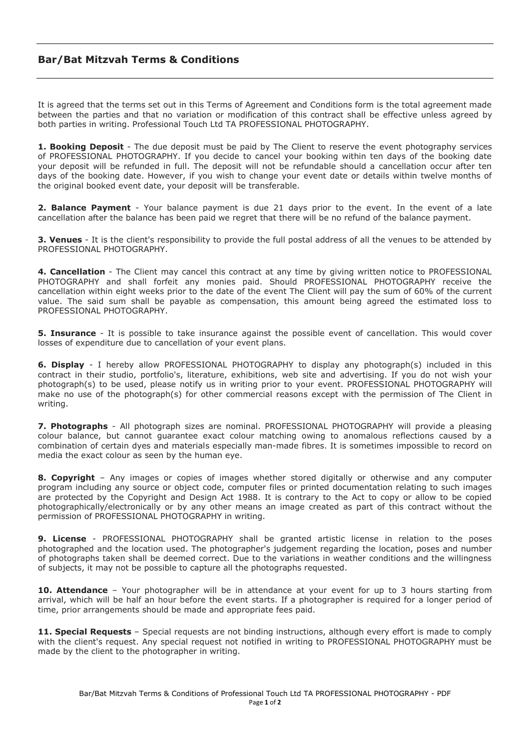## Bar/Bat Mitzvah Terms & Conditions

It is agreed that the terms set out in this Terms of Agreement and Conditions form is the total agreement made between the parties and that no variation or modification of this contract shall be effective unless agreed by both parties in writing. Professional Touch Ltd TA PROFESSIONAL PHOTOGRAPHY.

**1. Booking Deposit** - The due deposit must be paid by The Client to reserve the event photography services of PROFESSIONAL PHOTOGRAPHY. If you decide to cancel your booking within ten days of the booking date your deposit will be refunded in full. The deposit will not be refundable should a cancellation occur after ten days of the booking date. However, if you wish to change your event date or details within twelve months of the original booked event date, your deposit will be transferable.

**2. Balance Payment** - Your balance payment is due 21 days prior to the event. In the event of a late cancellation after the balance has been paid we regret that there will be no refund of the balance payment.

**3. Venues** - It is the client's responsibility to provide the full postal address of all the venues to be attended by PROFESSIONAL PHOTOGRAPHY.

**4. Cancellation** - The Client may cancel this contract at any time by giving written notice to PROFESSIONAL PHOTOGRAPHY and shall forfeit any monies paid. Should PROFESSIONAL PHOTOGRAPHY receive the cancellation within eight weeks prior to the date of the event The Client will pay the sum of 60% of the current value. The said sum shall be payable as compensation, this amount being agreed the estimated loss to PROFESSIONAL PHOTOGRAPHY.

**5. Insurance** - It is possible to take insurance against the possible event of cancellation. This would cover losses of expenditure due to cancellation of your event plans.

**6. Display** - I hereby allow PROFESSIONAL PHOTOGRAPHY to display any photograph(s) included in this contract in their studio, portfolio's, literature, exhibitions, web site and advertising. If you do not wish your photograph(s) to be used, please notify us in writing prior to your event. PROFESSIONAL PHOTOGRAPHY will make no use of the photograph(s) for other commercial reasons except with the permission of The Client in writing.

**7. Photographs** - All photograph sizes are nominal. PROFESSIONAL PHOTOGRAPHY will provide a pleasing colour balance, but cannot guarantee exact colour matching owing to anomalous reflections caused by a combination of certain dyes and materials especially man-made fibres. It is sometimes impossible to record on media the exact colour as seen by the human eye.

**8. Copyright** – Any images or copies of images whether stored digitally or otherwise and any computer program including any source or object code, computer files or printed documentation relating to such images are protected by the Copyright and Design Act 1988. It is contrary to the Act to copy or allow to be copied photographically/electronically or by any other means an image created as part of this contract without the permission of PROFESSIONAL PHOTOGRAPHY in writing.

**9. License** - PROFESSIONAL PHOTOGRAPHY shall be granted artistic license in relation to the poses photographed and the location used. The photographer's judgement regarding the location, poses and number of photographs taken shall be deemed correct. Due to the variations in weather conditions and the willingness of subjects, it may not be possible to capture all the photographs requested.

**10. Attendance** – Your photographer will be in attendance at your event for up to 3 hours starting from arrival, which will be half an hour before the event starts. If a photographer is required for a longer period of time, prior arrangements should be made and appropriate fees paid.

**11. Special Requests** – Special requests are not binding instructions, although every effort is made to comply with the client's request. Any special request not notified in writing to PROFESSIONAL PHOTOGRAPHY must be made by the client to the photographer in writing.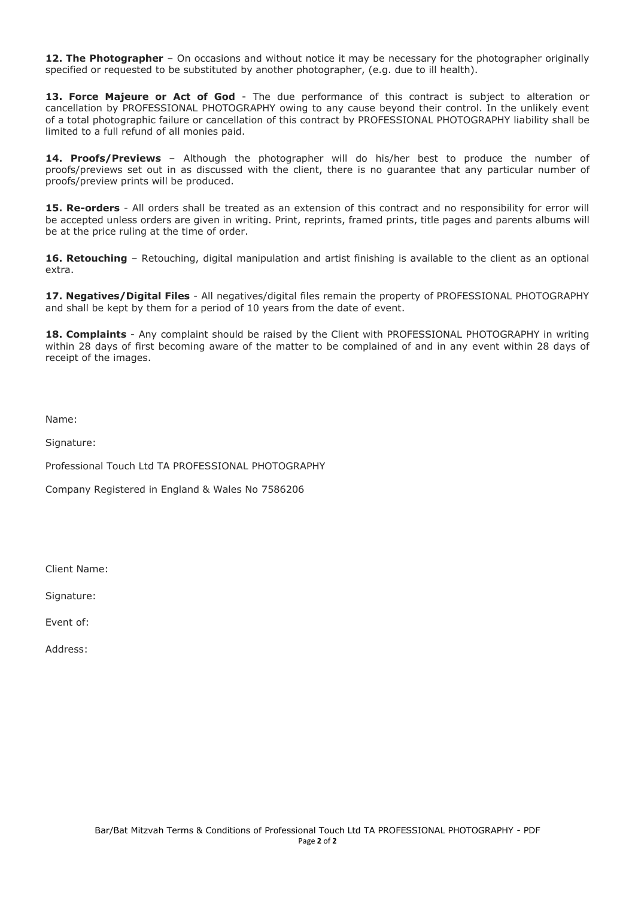**12. The Photographer** – On occasions and without notice it may be necessary for the photographer originally specified or requested to be substituted by another photographer, (e.g. due to ill health).

**13. Force Majeure or Act of God** - The due performance of this contract is subject to alteration or cancellation by PROFESSIONAL PHOTOGRAPHY owing to any cause beyond their control. In the unlikely event of a total photographic failure or cancellation of this contract by PROFESSIONAL PHOTOGRAPHY liability shall be limited to a full refund of all monies paid.

**14. Proofs/Previews** – Although the photographer will do his/her best to produce the number of proofs/previews set out in as discussed with the client, there is no guarantee that any particular number of proofs/preview prints will be produced.

**15. Re-orders** - All orders shall be treated as an extension of this contract and no responsibility for error will be accepted unless orders are given in writing. Print, reprints, framed prints, title pages and parents albums will be at the price ruling at the time of order.

**16. Retouching** – Retouching, digital manipulation and artist finishing is available to the client as an optional extra.

**17. Negatives/Digital Files** - All negatives/digital files remain the property of PROFESSIONAL PHOTOGRAPHY and shall be kept by them for a period of 10 years from the date of event.

**18. Complaints** - Any complaint should be raised by the Client with PROFESSIONAL PHOTOGRAPHY in writing within 28 days of first becoming aware of the matter to be complained of and in any event within 28 days of receipt of the images.

Name:

Signature:

Professional Touch Ltd TA PROFESSIONAL PHOTOGRAPHY

Company Registered in England & Wales No 7586206

Client Name:

Signature:

Event of:

Address: